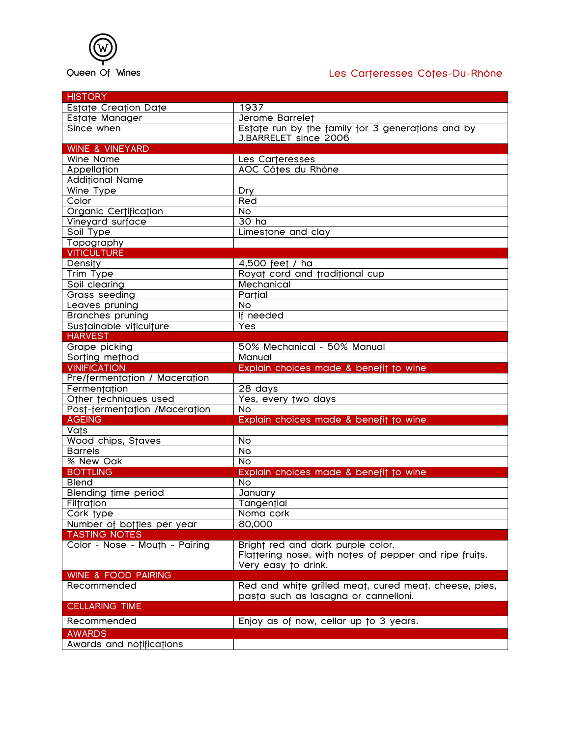Queen Of Wines

Les Carteresses Côtes-Du-Rhône

| HISTORY | |
|---|---|
| Estate Creation Date | 1937 |
| Estate Manager | Jérome Barrelet |
| Since when | Estate run by the family for 3 generations and by J.BARRELET since 2006 |
| **WINE & VINEYARD** | |
| Wine Name | Les Carteresses |
| Appellation | AOC Côtes du Rhône |
| Additional Name | |
| Wine Type | Dry |
| Color | Red |
| Organic Certification | No |
| Vineyard surface | 30 ha |
| Soil Type | Limestone and clay |
| Topography | |
| **VITICULTURE** | |
| Density | 4,500 feet / ha |
| Trim Type | Royat cord and traditional cup |
| Soil clearing | Mechanical |
| Grass seeding | Partial |
| Leaves pruning | No |
| Branches pruning | If needed |
| Sustainable viticulture | Yes |
| **HARVEST** | |
| Grape picking | 50% Mechanical - 50% Manual |
| Sorting method | Manual |
| **VINIFICATION** | **Explain choices made & benefit to wine** |
| Pre/fermentation / Maceration | |
| Fermentation | 28 days |
| Other techniques used | Yes, every two days |
| Post-fermentation /Maceration | No |
| **AGEING** | **Explain choices made & benefit to wine** |
| Vats | |
| Wood chips, Staves | No |
| Barrels | No |
| % New Oak | No |
| **BOTTLING** | **Explain choices made & benefit to wine** |
| Blend | No |
| Blending time period | January |
| Filtration | Tangential |
| Cork type | Noma cork |
| Number of bottles per year | 80,000 |
| **TASTING NOTES** | |
| Color - Nose - Mouth - Pairing | Bright red and dark purple color. Flattering nose, with notes of pepper and ripe fruits. Very easy to drink. |
| **WINE & FOOD PAIRING** | |
| Recommended | Red and white grilled meat, cured meat, cheese, pies, pasta such as lasagna or cannelloni. |
| **CELLARING TIME** | |
| Recommended | Enjoy as of now, cellar up to 3 years. |
| **AWARDS** | |
| Awards and notifications | |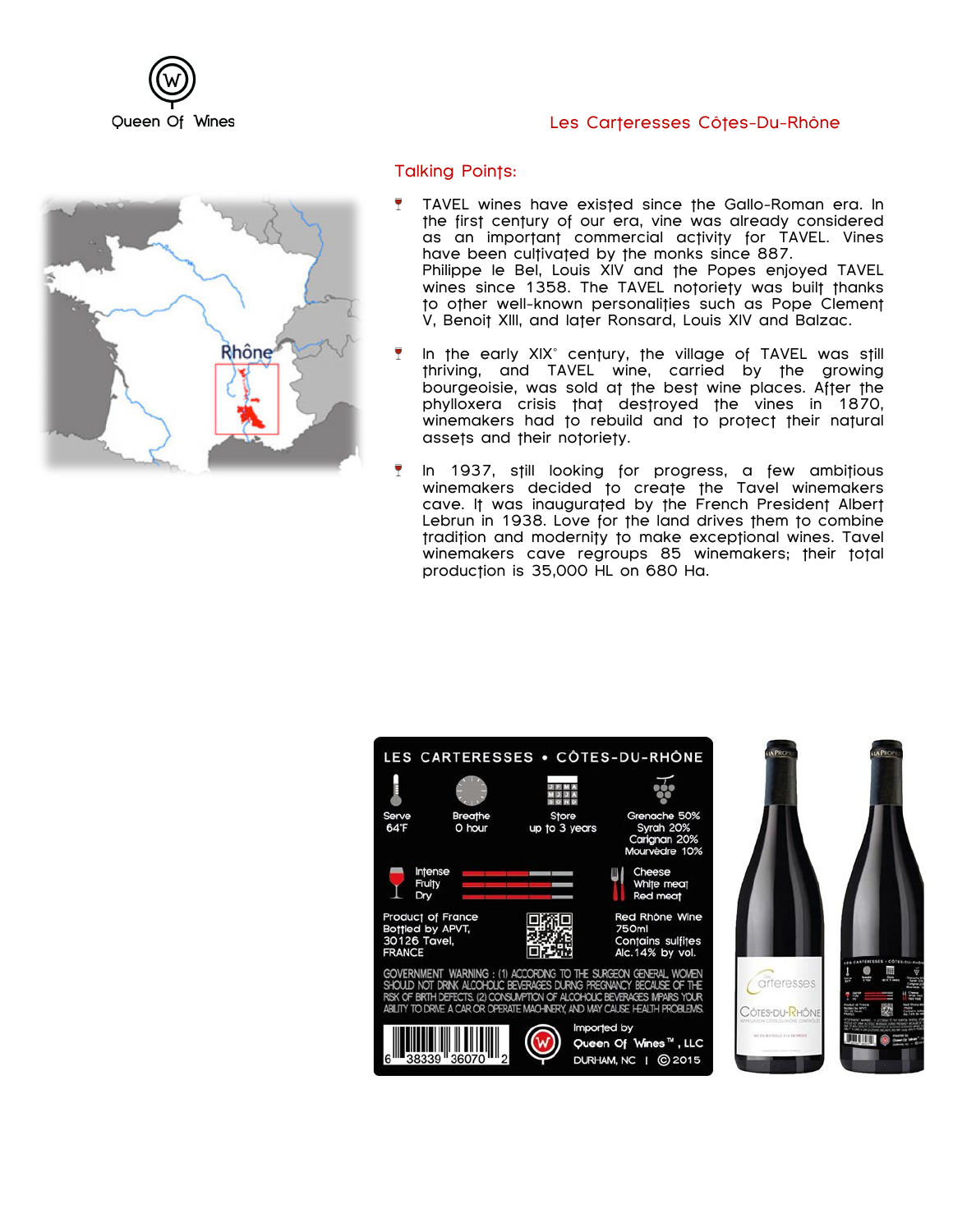Queen Of Wines

# Les Carteresses Côtes-Du-Rhône

Rhône

## Talking Points:

- TAVEL wines have existed since the Gallo-Roman era. In the first century of our era, vine was already considered as an important commercial activity for TAVEL. Vines have been cultivated by the monks since 887.
  Philippe le Bel, Louis XIV and the Popes enjoyed TAVEL wines since 1358. The TAVEL notoriety was built thanks to other well-known personalities such as Pope Clement V, Benoit XIII, and later Ronsard, Louis XIV and Balzac.

- In the early XIX° century, the village of TAVEL was still thriving, and TAVEL wine, carried by the growing bourgeoisie, was sold at the best wine places. After the phylloxera crisis that destroyed the vines in 1870, winemakers had to rebuild and to protect their natural assets and their notoriety.

- In 1937, still looking for progress, a few ambitious winemakers decided to create the Tavel winemakers cave. It was inaugurated by the French President Albert Lebrun in 1938. Love for the land drives them to combine tradition and modernity to make exceptional wines. Tavel winemakers cave regroups 85 winemakers; their total production is 35,000 HL on 680 Ha.

LES CARTERESSES • CÔTES-DU-RHÔNE

Serve 64°F

Breathe 0 hour

Store up to 3 years

Grenache 50%
Syrah 20%
Carignan 20%
Mourvèdre 10%

Intense
Fruity
Dry

Cheese
White meat
Red meat

Product of France
Bottled by APVT,
30126 Tavel,
FRANCE

Red Rhône Wine
750ml
Contains sulfites
Alc.14% by vol.

GOVERNMENT WARNING: (1) ACCORDING TO THE SURGEON GENERAL, WOMEN SHOULD NOT DRINK ALCOHOLIC BEVERAGES DURING PREGNANCY BECAUSE OF THE RISK OF BIRTH DEFECTS. (2) CONSUMPTION OF ALCOHOLIC BEVERAGES IMPAIRS YOUR ABILITY TO DRIVE A CAR OR OPERATE MACHINERY, AND MAY CAUSE HEALTH PROBLEMS.

6 38339 36070 2

Imported by
Queen Of Wines™, LLC
DURHAM, NC | ©2015